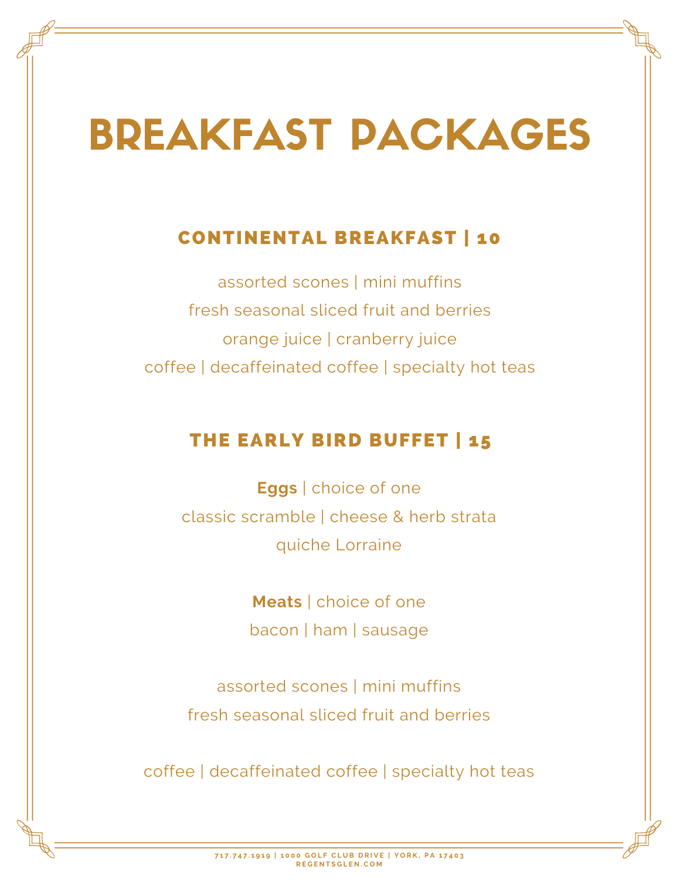# BREAKFAST PACKAGES

## CONTINENTAL BREAKFAST | 10

assorted scones | mini muffins

fresh seasonal sliced fruit and berries

orange juice | cranberry juice

coffee | decaffeinated coffee | specialty hot teas

## THE EARLY BIRD BUFFET | 15

**Eggs** | choice of one

classic scramble | cheese & herb strata

quiche Lorraine

**Meats** | choice of one

bacon | ham | sausage

assorted scones | mini muffins

fresh seasonal sliced fruit and berries

coffee | decaffeinated coffee | specialty hot teas

717.747.1919 | 1000 GOLF CLUB DRIVE | YORK, PA 17403
REGENTSGLEN.COM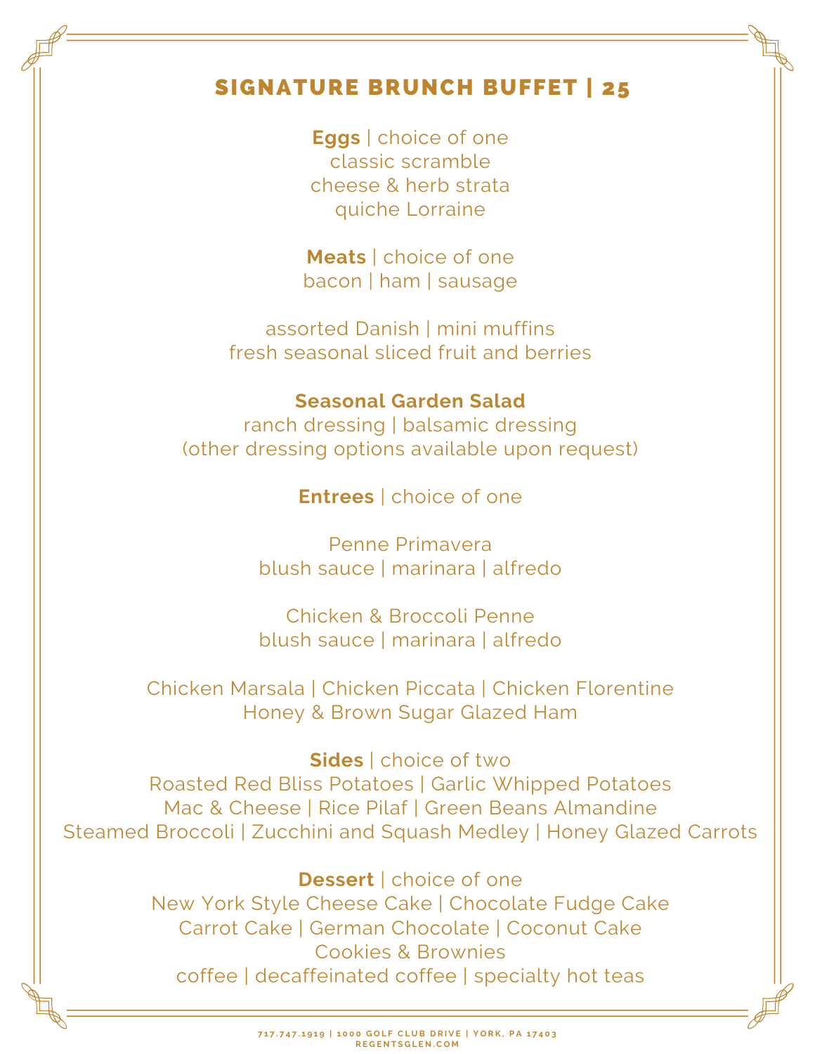# SIGNATURE BRUNCH BUFFET | 25

**Eggs** | choice of one
classic scramble
cheese & herb strata
quiche Lorraine

**Meats** | choice of one
bacon | ham | sausage

assorted Danish | mini muffins
fresh seasonal sliced fruit and berries

**Seasonal Garden Salad**
ranch dressing | balsamic dressing
(other dressing options available upon request)

**Entrees** | choice of one

Penne Primavera
blush sauce | marinara | alfredo

Chicken & Broccoli Penne
blush sauce | marinara | alfredo

Chicken Marsala | Chicken Piccata | Chicken Florentine
Honey & Brown Sugar Glazed Ham

**Sides** | choice of two
Roasted Red Bliss Potatoes | Garlic Whipped Potatoes
Mac & Cheese | Rice Pilaf | Green Beans Almandine
Steamed Broccoli | Zucchini and Squash Medley | Honey Glazed Carrots

**Dessert** | choice of one
New York Style Cheese Cake | Chocolate Fudge Cake
Carrot Cake | German Chocolate | Coconut Cake
Cookies & Brownies
coffee | decaffeinated coffee | specialty hot teas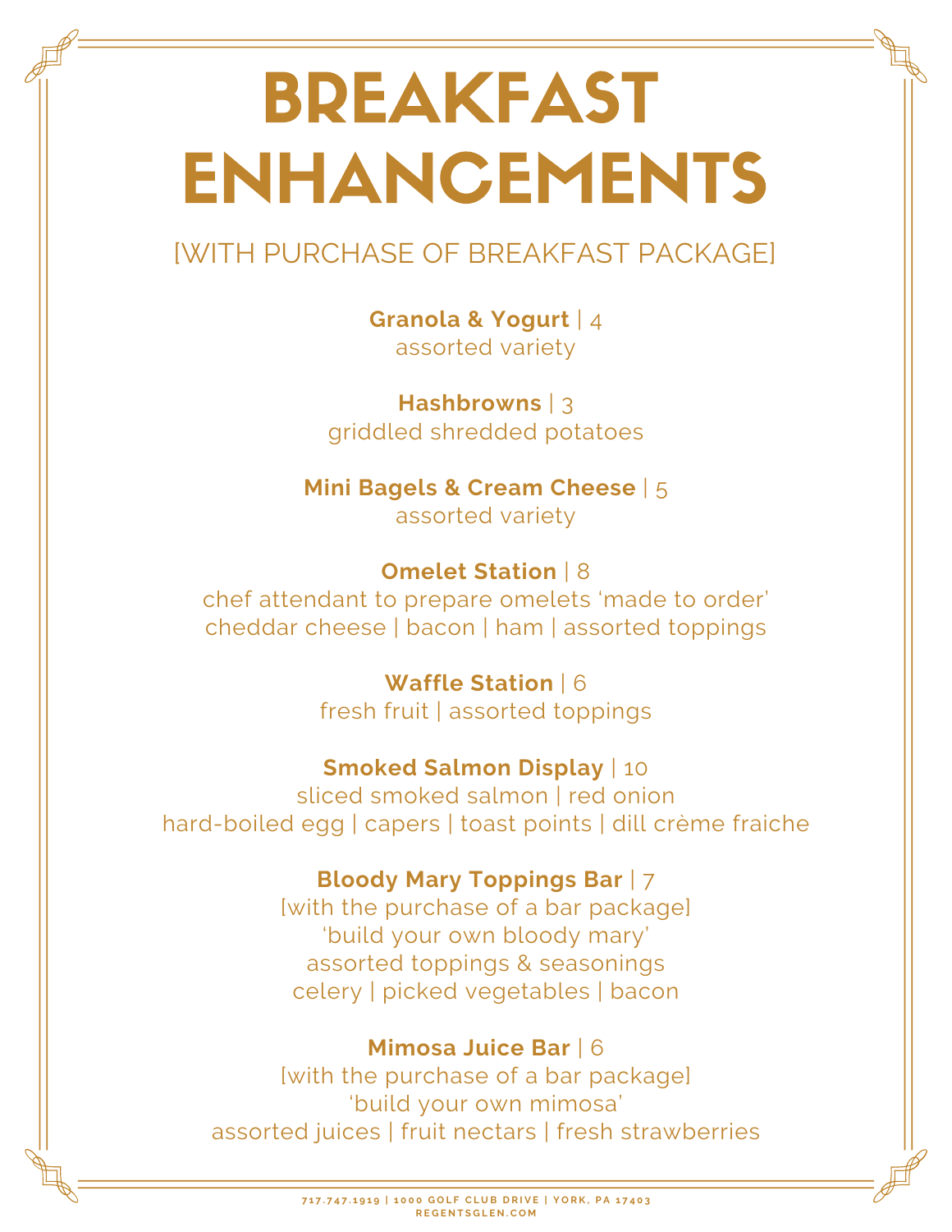# BREAKFAST ENHANCEMENTS

[WITH PURCHASE OF BREAKFAST PACKAGE]

**Granola & Yogurt** | 4
assorted variety

**Hashbrowns** | 3
griddled shredded potatoes

**Mini Bagels & Cream Cheese** | 5
assorted variety

**Omelet Station** | 8
chef attendant to prepare omelets 'made to order'
cheddar cheese | bacon | ham | assorted toppings

**Waffle Station** | 6
fresh fruit | assorted toppings

**Smoked Salmon Display** | 10
sliced smoked salmon | red onion
hard-boiled egg | capers | toast points | dill crème fraiche

**Bloody Mary Toppings Bar** | 7
[with the purchase of a bar package]
'build your own bloody mary'
assorted toppings & seasonings
celery | picked vegetables | bacon

**Mimosa Juice Bar** | 6
[with the purchase of a bar package]
'build your own mimosa'
assorted juices | fruit nectars | fresh strawberries

717.747.1919 | 1000 GOLF CLUB DRIVE | YORK, PA 17403
REGENTSGLEN.COM